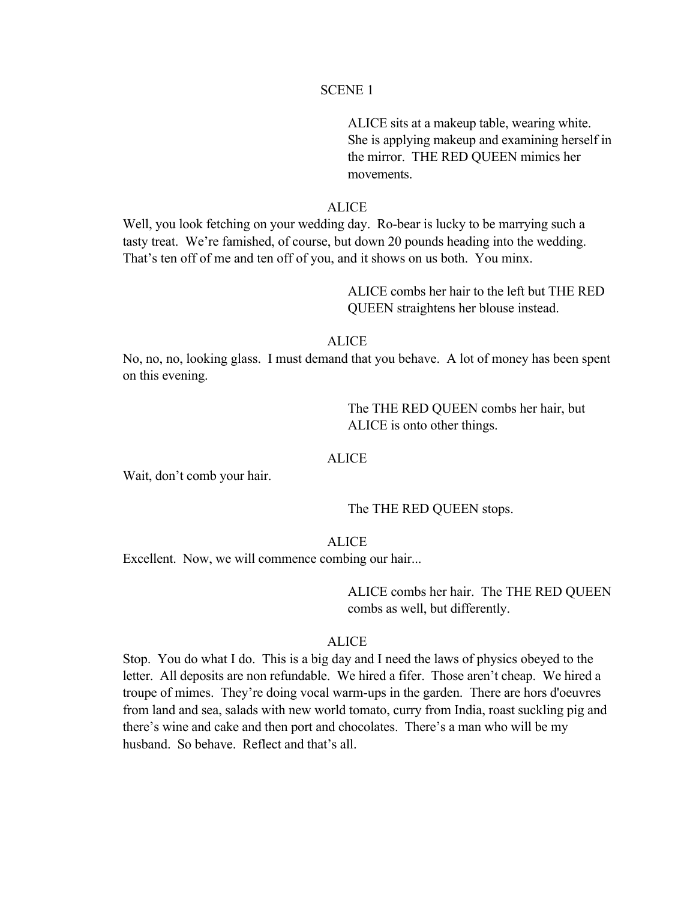SCENE 1

ALICE sits at a makeup table, wearing white. She is applying makeup and examining herself in the mirror. THE RED QUEEN mimics her movements.

ALICE

Well, you look fetching on your wedding day. Ro-bear is lucky to be marrying such a tasty treat. We're famished, of course, but down 20 pounds heading into the wedding. That's ten off of me and ten off of you, and it shows on us both. You minx.

ALICE combs her hair to the left but THE RED QUEEN straightens her blouse instead.

ALICE

No, no, no, looking glass. I must demand that you behave. A lot of money has been spent on this evening.

The THE RED QUEEN combs her hair, but ALICE is onto other things.

ALICE

Wait, don't comb your hair.

The THE RED QUEEN stops.

ALICE

Excellent. Now, we will commence combing our hair...

ALICE combs her hair. The THE RED QUEEN combs as well, but differently.

ALICE

Stop. You do what I do. This is a big day and I need the laws of physics obeyed to the letter. All deposits are non refundable. We hired a fifer. Those aren't cheap. We hired a troupe of mimes. They're doing vocal warm-ups in the garden. There are hors d'oeuvres from land and sea, salads with new world tomato, curry from India, roast suckling pig and there's wine and cake and then port and chocolates. There's a man who will be my husband. So behave. Reflect and that's all.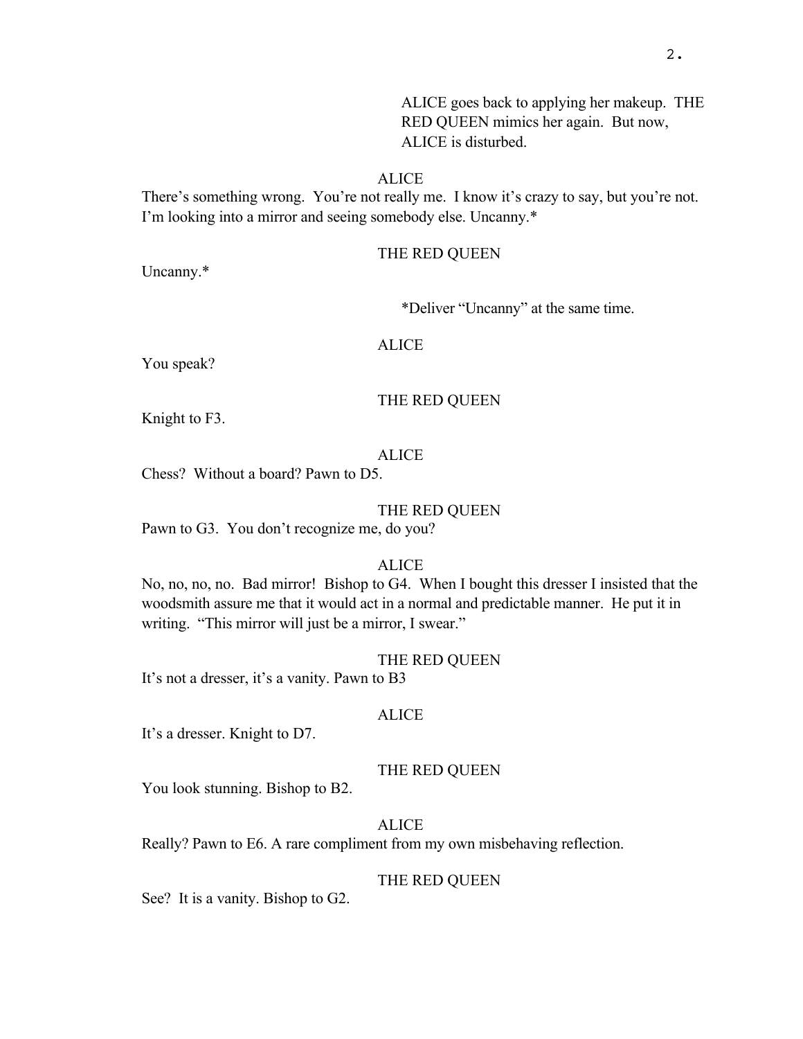ALICE goes back to applying her makeup. THE RED QUEEN mimics her again. But now, ALICE is disturbed.

ALICE

There's something wrong. You're not really me. I know it's crazy to say, but you're not. I'm looking into a mirror and seeing somebody else. Uncanny.*

THE RED QUEEN

Uncanny.*

*Deliver "Uncanny" at the same time.

ALICE

You speak?

THE RED QUEEN

Knight to F3.

ALICE

Chess? Without a board? Pawn to D5.

THE RED QUEEN

Pawn to G3. You don't recognize me, do you?

ALICE

No, no, no, no. Bad mirror! Bishop to G4. When I bought this dresser I insisted that the woodsmith assure me that it would act in a normal and predictable manner. He put it in writing. "This mirror will just be a mirror, I swear."

THE RED QUEEN

It's not a dresser, it's a vanity. Pawn to B3

ALICE

It's a dresser. Knight to D7.

THE RED QUEEN

You look stunning. Bishop to B2.

ALICE

Really? Pawn to E6. A rare compliment from my own misbehaving reflection.

THE RED QUEEN

See? It is a vanity. Bishop to G2.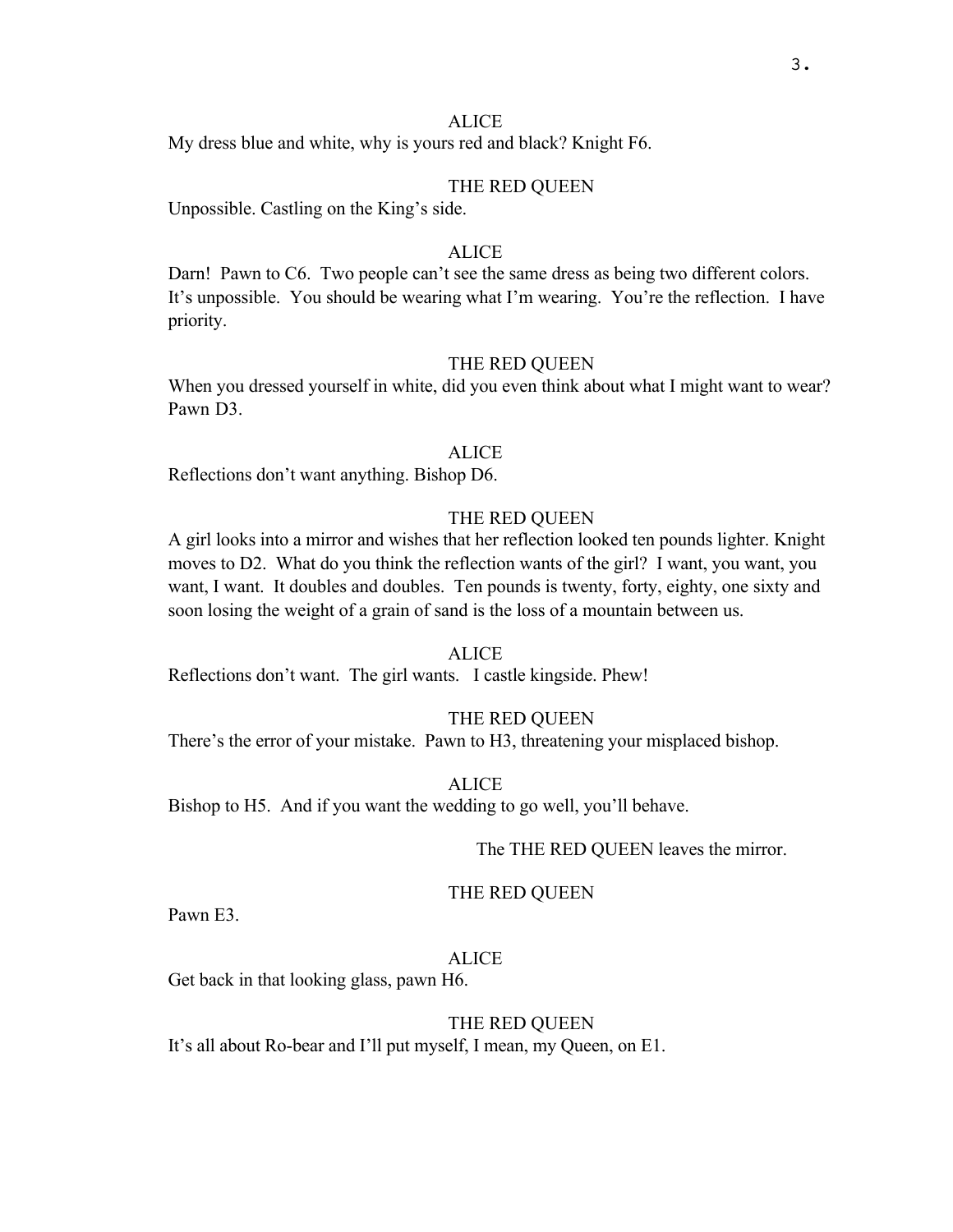ALICE

My dress blue and white, why is yours red and black? Knight F6.

THE RED QUEEN

Unpossible. Castling on the King's side.

ALICE

Darn! Pawn to C6. Two people can't see the same dress as being two different colors. It's unpossible. You should be wearing what I'm wearing. You're the reflection. I have priority.

THE RED QUEEN

When you dressed yourself in white, did you even think about what I might want to wear? Pawn D3.

ALICE

Reflections don't want anything. Bishop D6.

THE RED QUEEN

A girl looks into a mirror and wishes that her reflection looked ten pounds lighter. Knight moves to D2. What do you think the reflection wants of the girl? I want, you want, you want, I want. It doubles and doubles. Ten pounds is twenty, forty, eighty, one sixty and soon losing the weight of a grain of sand is the loss of a mountain between us.

ALICE

Reflections don't want. The girl wants. I castle kingside. Phew!

THE RED QUEEN

There's the error of your mistake. Pawn to H3, threatening your misplaced bishop.

ALICE

Bishop to H5. And if you want the wedding to go well, you'll behave.

The THE RED QUEEN leaves the mirror.

THE RED QUEEN

Pawn E3.

ALICE

Get back in that looking glass, pawn H6.

THE RED QUEEN

It's all about Ro-bear and I'll put myself, I mean, my Queen, on E1.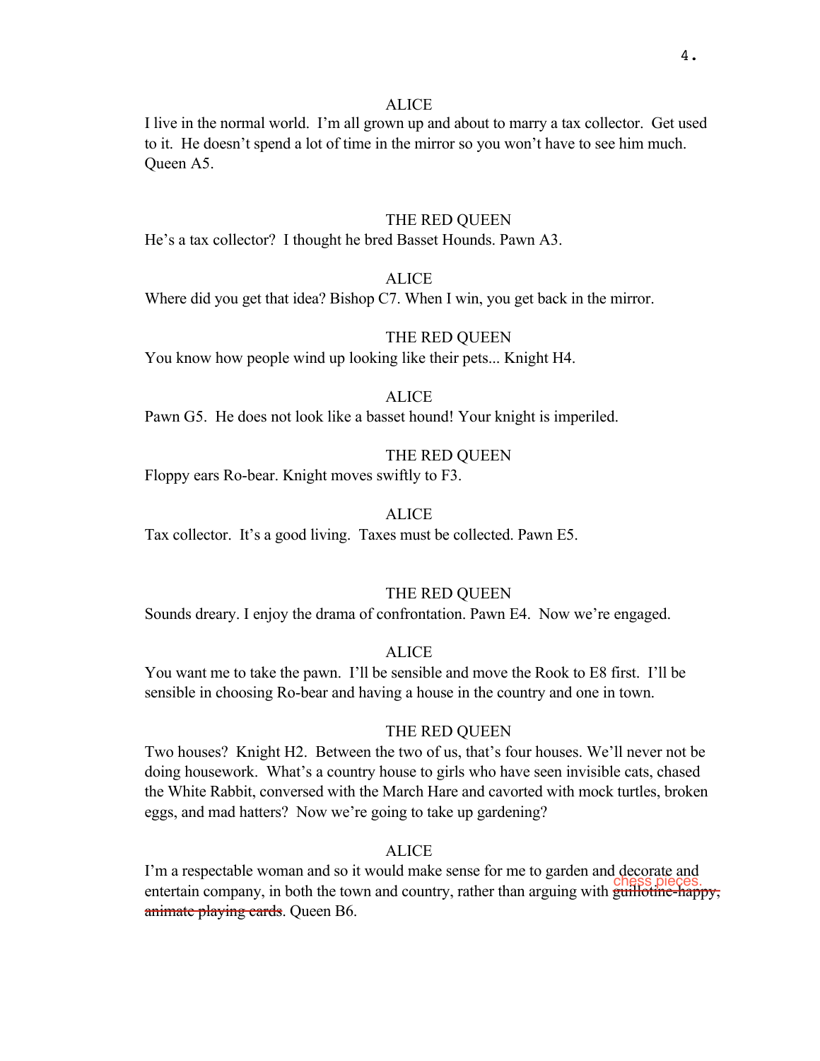ALICE

I live in the normal world.  I'm all grown up and about to marry a tax collector.  Get used to it.  He doesn't spend a lot of time in the mirror so you won't have to see him much. Queen A5.

THE RED QUEEN

He's a tax collector?  I thought he bred Basset Hounds. Pawn A3.

ALICE

Where did you get that idea? Bishop C7. When I win, you get back in the mirror.

THE RED QUEEN

You know how people wind up looking like their pets... Knight H4.

ALICE

Pawn G5.  He does not look like a basset hound! Your knight is imperiled.

THE RED QUEEN

Floppy ears Ro-bear. Knight moves swiftly to F3.

ALICE

Tax collector.  It's a good living.  Taxes must be collected. Pawn E5.

THE RED QUEEN

Sounds dreary. I enjoy the drama of confrontation. Pawn E4.  Now we're engaged.

ALICE

You want me to take the pawn.  I'll be sensible and move the Rook to E8 first.  I'll be sensible in choosing Ro-bear and having a house in the country and one in town.

THE RED QUEEN

Two houses?  Knight H2.  Between the two of us, that's four houses. We'll never not be doing housework.  What's a country house to girls who have seen invisible cats, chased the White Rabbit, conversed with the March Hare and cavorted with mock turtles, broken eggs, and mad hatters?  Now we're going to take up gardening?

ALICE

I'm a respectable woman and so it would make sense for me to garden and decorate and entertain company, in both the town and country, rather than arguing with ~~guillotine-happy, animate playing cards~~ chess pieces. Queen B6.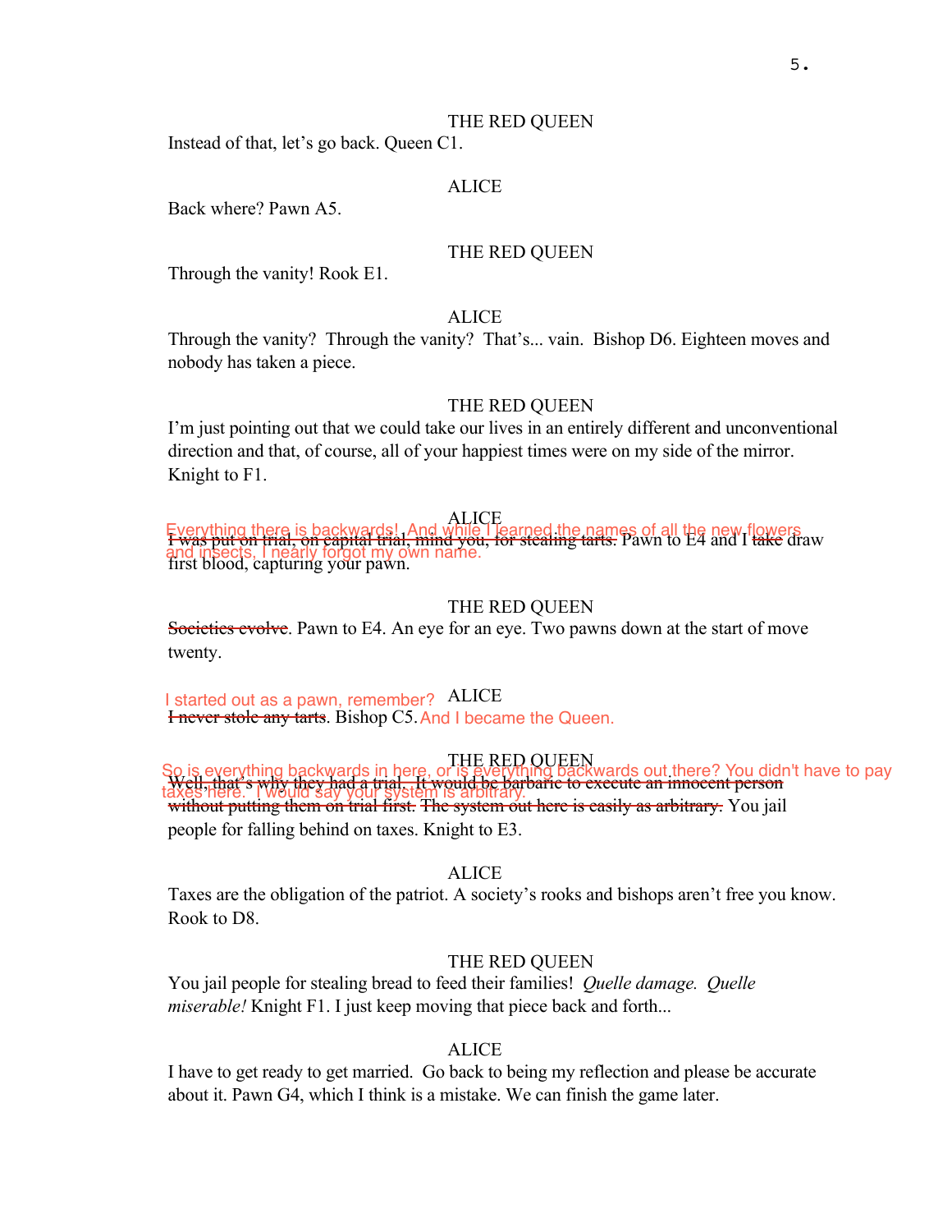THE RED QUEEN

Instead of that, let's go back. Queen C1.

ALICE

Back where? Pawn A5.

THE RED QUEEN

Through the vanity! Rook E1.

ALICE

Through the vanity? Through the vanity? That's... vain. Bishop D6. Eighteen moves and nobody has taken a piece.

THE RED QUEEN

I'm just pointing out that we could take our lives in an entirely different and unconventional direction and that, of course, all of your happiest times were on my side of the mirror. Knight to F1.

ALICE

Everything there is backwards! And while I learned the names of all the new flowers and insects, I nearly forgot my own name.

~~I was put on trial, on capital trial, mind you, for stealing tarts.~~ Pawn to E4 and I ~~take~~ draw first blood, capturing your pawn.

THE RED QUEEN

~~Societies evolve.~~ Pawn to E4. An eye for an eye. Two pawns down at the start of move twenty.

ALICE

I started out as a pawn, remember?

~~I never stole any tarts.~~ Bishop C5. And I became the Queen.

THE RED QUEEN

So is everything backwards in here, or is everything backwards out there? You didn't have to pay taxes here. I would say your system is arbitrary.

~~Well, that's why they had a trial. It would be barbaric to execute an innocent person without putting them on trial first. The system out here is easily as arbitrary.~~ You jail people for falling behind on taxes. Knight to E3.

ALICE

Taxes are the obligation of the patriot. A society's rooks and bishops aren't free you know. Rook to D8.

THE RED QUEEN

You jail people for stealing bread to feed their families! *Quelle damage. Quelle miserable!* Knight F1. I just keep moving that piece back and forth...

ALICE

I have to get ready to get married. Go back to being my reflection and please be accurate about it. Pawn G4, which I think is a mistake. We can finish the game later.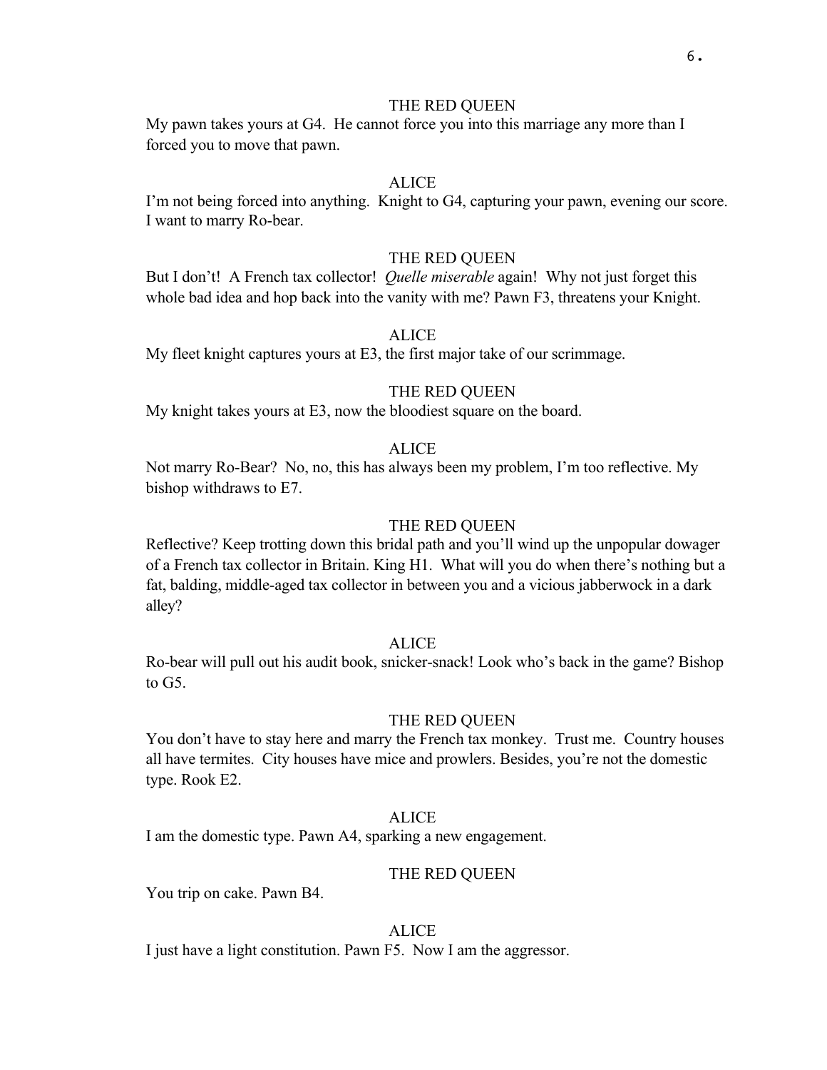THE RED QUEEN

My pawn takes yours at G4. He cannot force you into this marriage any more than I forced you to move that pawn.

ALICE

I'm not being forced into anything. Knight to G4, capturing your pawn, evening our score. I want to marry Ro-bear.

THE RED QUEEN

But I don't! A French tax collector! *Quelle miserable* again! Why not just forget this whole bad idea and hop back into the vanity with me? Pawn F3, threatens your Knight.

ALICE

My fleet knight captures yours at E3, the first major take of our scrimmage.

THE RED QUEEN

My knight takes yours at E3, now the bloodiest square on the board.

ALICE

Not marry Ro-Bear? No, no, this has always been my problem, I'm too reflective. My bishop withdraws to E7.

THE RED QUEEN

Reflective? Keep trotting down this bridal path and you'll wind up the unpopular dowager of a French tax collector in Britain. King H1. What will you do when there's nothing but a fat, balding, middle-aged tax collector in between you and a vicious jabberwock in a dark alley?

ALICE

Ro-bear will pull out his audit book, snicker-snack! Look who's back in the game? Bishop to G5.

THE RED QUEEN

You don't have to stay here and marry the French tax monkey. Trust me. Country houses all have termites. City houses have mice and prowlers. Besides, you're not the domestic type. Rook E2.

ALICE

I am the domestic type. Pawn A4, sparking a new engagement.

THE RED QUEEN

You trip on cake. Pawn B4.

ALICE

I just have a light constitution. Pawn F5. Now I am the aggressor.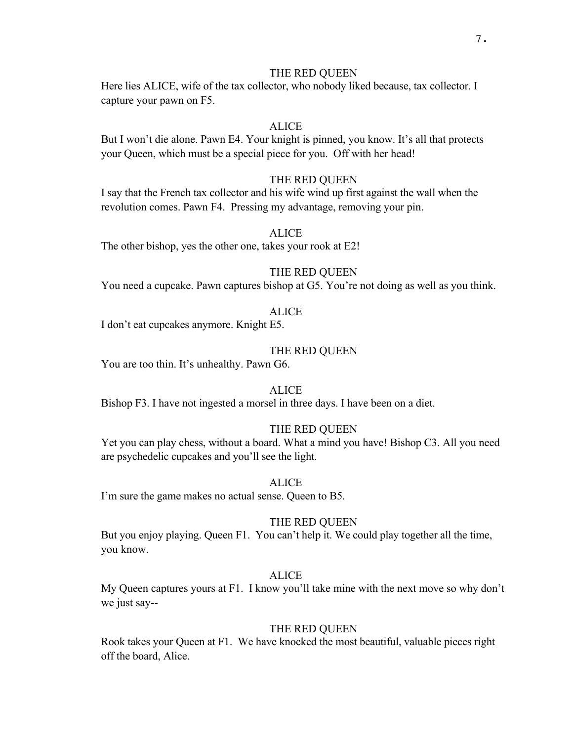THE RED QUEEN

Here lies ALICE, wife of the tax collector, who nobody liked because, tax collector. I capture your pawn on F5.

ALICE

But I won't die alone. Pawn E4. Your knight is pinned, you know. It's all that protects your Queen, which must be a special piece for you. Off with her head!

THE RED QUEEN

I say that the French tax collector and his wife wind up first against the wall when the revolution comes. Pawn F4. Pressing my advantage, removing your pin.

ALICE

The other bishop, yes the other one, takes your rook at E2!

THE RED QUEEN

You need a cupcake. Pawn captures bishop at G5. You're not doing as well as you think.

ALICE

I don't eat cupcakes anymore. Knight E5.

THE RED QUEEN

You are too thin. It's unhealthy. Pawn G6.

ALICE

Bishop F3. I have not ingested a morsel in three days. I have been on a diet.

THE RED QUEEN

Yet you can play chess, without a board. What a mind you have! Bishop C3. All you need are psychedelic cupcakes and you'll see the light.

ALICE

I'm sure the game makes no actual sense. Queen to B5.

THE RED QUEEN

But you enjoy playing. Queen F1. You can't help it. We could play together all the time, you know.

ALICE

My Queen captures yours at F1. I know you'll take mine with the next move so why don't we just say--

THE RED QUEEN

Rook takes your Queen at F1. We have knocked the most beautiful, valuable pieces right off the board, Alice.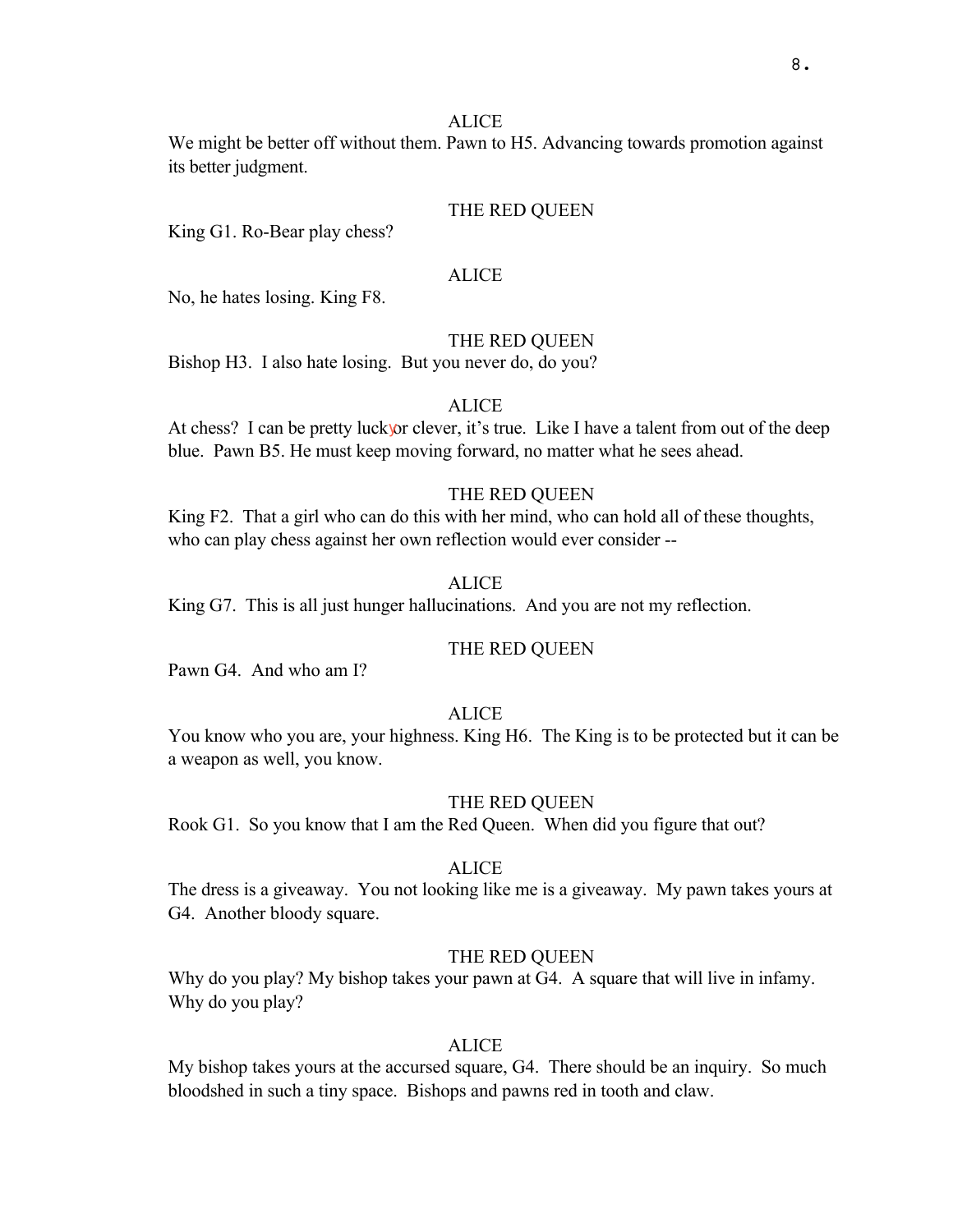ALICE

We might be better off without them. Pawn to H5. Advancing towards promotion against its better judgment.

THE RED QUEEN

King G1. Ro-Bear play chess?

ALICE

No, he hates losing. King F8.

THE RED QUEEN

Bishop H3. I also hate losing. But you never do, do you?

ALICE

At chess? I can be pretty lucky or clever, it's true. Like I have a talent from out of the deep blue. Pawn B5. He must keep moving forward, no matter what he sees ahead.

THE RED QUEEN

King F2. That a girl who can do this with her mind, who can hold all of these thoughts, who can play chess against her own reflection would ever consider --

ALICE

King G7. This is all just hunger hallucinations. And you are not my reflection.

THE RED QUEEN

Pawn G4. And who am I?

ALICE

You know who you are, your highness. King H6. The King is to be protected but it can be a weapon as well, you know.

THE RED QUEEN

Rook G1. So you know that I am the Red Queen. When did you figure that out?

ALICE

The dress is a giveaway. You not looking like me is a giveaway. My pawn takes yours at G4. Another bloody square.

THE RED QUEEN

Why do you play? My bishop takes your pawn at G4. A square that will live in infamy. Why do you play?

ALICE

My bishop takes yours at the accursed square, G4. There should be an inquiry. So much bloodshed in such a tiny space. Bishops and pawns red in tooth and claw.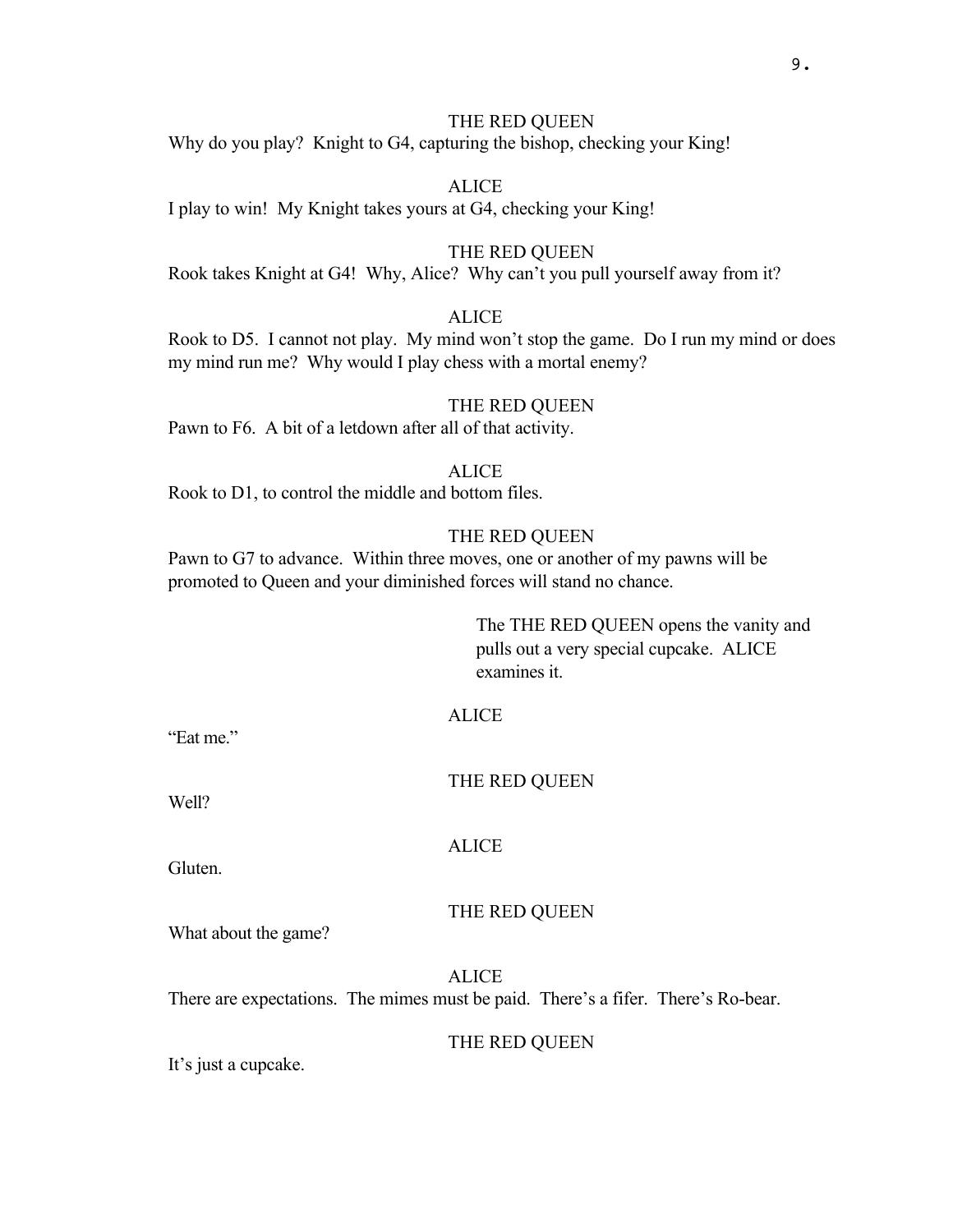THE RED QUEEN

Why do you play? Knight to G4, capturing the bishop, checking your King!

ALICE

I play to win! My Knight takes yours at G4, checking your King!

THE RED QUEEN

Rook takes Knight at G4! Why, Alice? Why can't you pull yourself away from it?

ALICE

Rook to D5. I cannot not play. My mind won't stop the game. Do I run my mind or does my mind run me? Why would I play chess with a mortal enemy?

THE RED QUEEN

Pawn to F6. A bit of a letdown after all of that activity.

ALICE

Rook to D1, to control the middle and bottom files.

THE RED QUEEN

Pawn to G7 to advance. Within three moves, one or another of my pawns will be promoted to Queen and your diminished forces will stand no chance.

The THE RED QUEEN opens the vanity and pulls out a very special cupcake. ALICE examines it.

ALICE

"Eat me."

THE RED QUEEN

Well?

ALICE

Gluten.

THE RED QUEEN

What about the game?

ALICE

There are expectations. The mimes must be paid. There's a fifer. There's Ro-bear.

THE RED QUEEN

It's just a cupcake.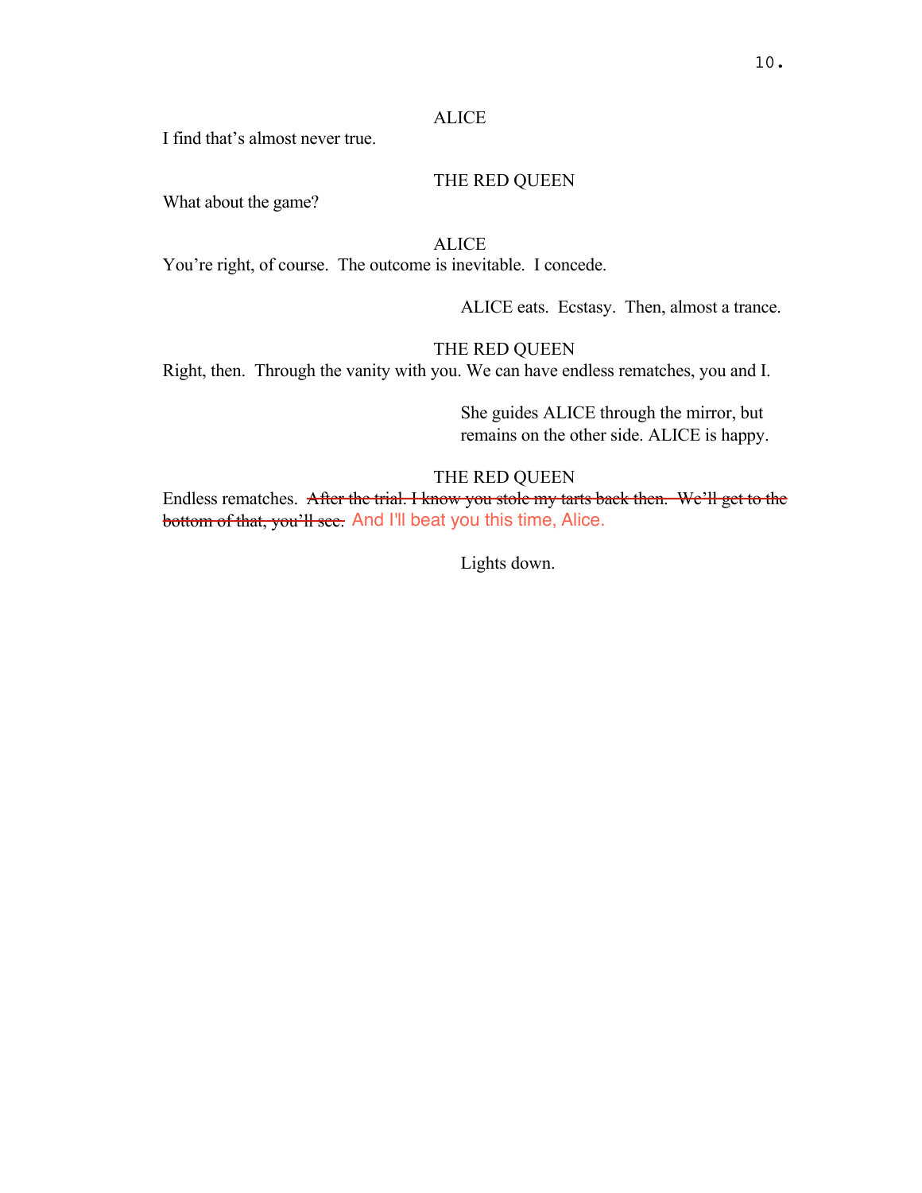ALICE

I find that's almost never true.

THE RED QUEEN

What about the game?

ALICE

You're right, of course. The outcome is inevitable. I concede.

ALICE eats. Ecstasy. Then, almost a trance.

THE RED QUEEN

Right, then. Through the vanity with you. We can have endless rematches, you and I.

She guides ALICE through the mirror, but remains on the other side. ALICE is happy.

THE RED QUEEN

Endless rematches. ~~After the trial. I know you stole my tarts back then. We'll get to the bottom of that, you'll see.~~ And I'll beat you this time, Alice.

Lights down.